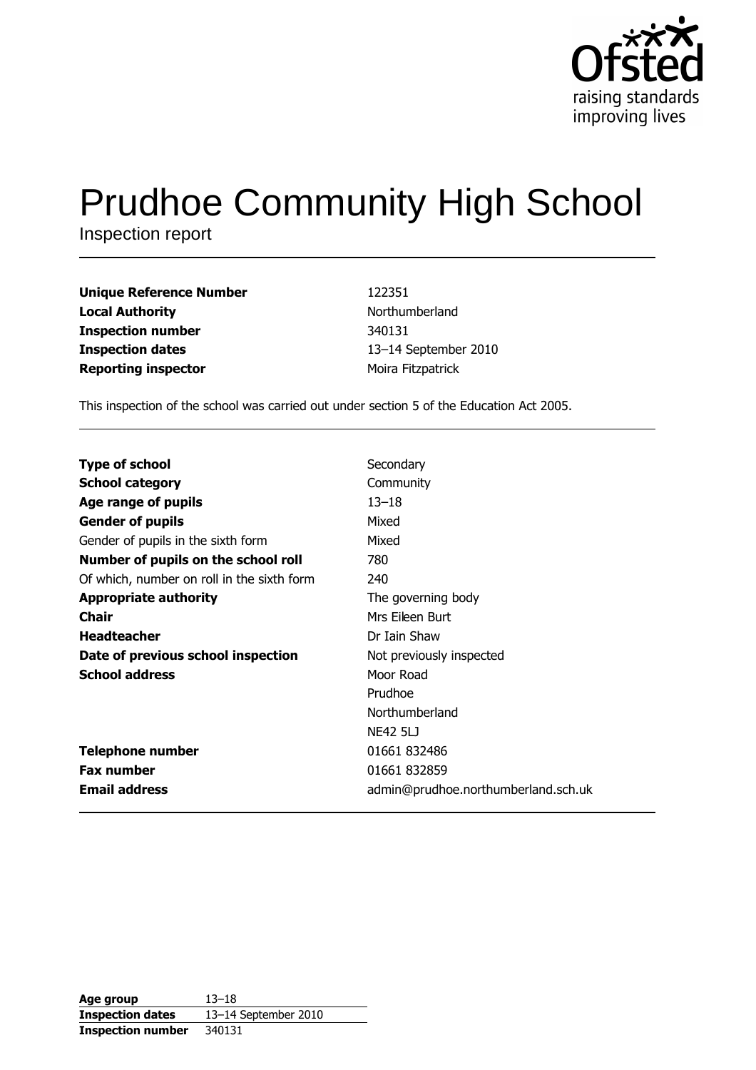Ofsted

raising standards
improving lives

# Prudhoe Community High School

Inspection report

| | |
|---|---|
| **Unique Reference Number** | 122351 |
| **Local Authority** | Northumberland |
| **Inspection number** | 340131 |
| **Inspection dates** | 13–14 September 2010 |
| **Reporting inspector** | Moira Fitzpatrick |

This inspection of the school was carried out under section 5 of the Education Act 2005.

| | |
|---|---|
| **Type of school** | Secondary |
| **School category** | Community |
| **Age range of pupils** | 13–18 |
| **Gender of pupils** | Mixed |
| Gender of pupils in the sixth form | Mixed |
| **Number of pupils on the school roll** | 780 |
| Of which, number on roll in the sixth form | 240 |
| **Appropriate authority** | The governing body |
| **Chair** | Mrs Eileen Burt |
| **Headteacher** | Dr Iain Shaw |
| **Date of previous school inspection** | Not previously inspected |
| **School address** | Moor Road<br>Prudhoe<br>Northumberland<br>NE42 5LJ |
| **Telephone number** | 01661 832486 |
| **Fax number** | 01661 832859 |
| **Email address** | admin@prudhoe.northumberland.sch.uk |

| | |
|---|---|
| **Age group** | 13–18 |
| **Inspection dates** | 13–14 September 2010 |
| **Inspection number** | 340131 |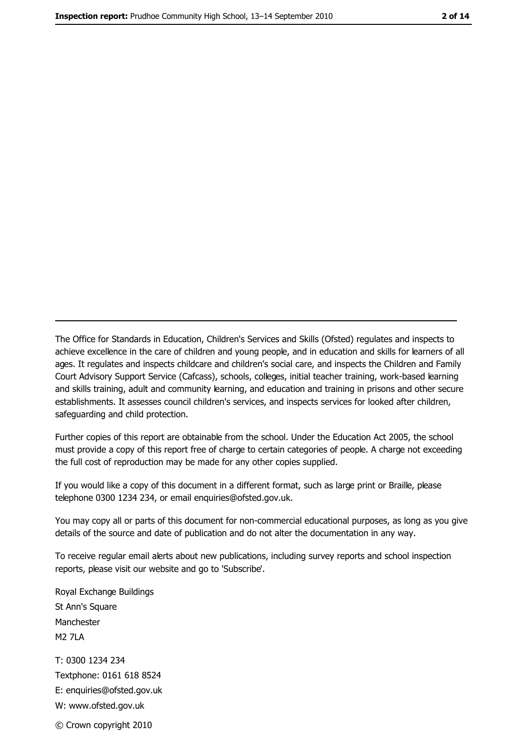---

The Office for Standards in Education, Children's Services and Skills (Ofsted) regulates and inspects to achieve excellence in the care of children and young people, and in education and skills for learners of all ages. It regulates and inspects childcare and children's social care, and inspects the Children and Family Court Advisory Support Service (Cafcass), schools, colleges, initial teacher training, work-based learning and skills training, adult and community learning, and education and training in prisons and other secure establishments. It assesses council children's services, and inspects services for looked after children, safeguarding and child protection.

Further copies of this report are obtainable from the school. Under the Education Act 2005, the school must provide a copy of this report free of charge to certain categories of people. A charge not exceeding the full cost of reproduction may be made for any other copies supplied.

If you would like a copy of this document in a different format, such as large print or Braille, please telephone 0300 1234 234, or email enquiries@ofsted.gov.uk.

You may copy all or parts of this document for non-commercial educational purposes, as long as you give details of the source and date of publication and do not alter the documentation in any way.

To receive regular email alerts about new publications, including survey reports and school inspection reports, please visit our website and go to 'Subscribe'.

Royal Exchange Buildings
St Ann's Square
Manchester
M2 7LA

T: 0300 1234 234
Textphone: 0161 618 8524
E: enquiries@ofsted.gov.uk
W: www.ofsted.gov.uk

© Crown copyright 2010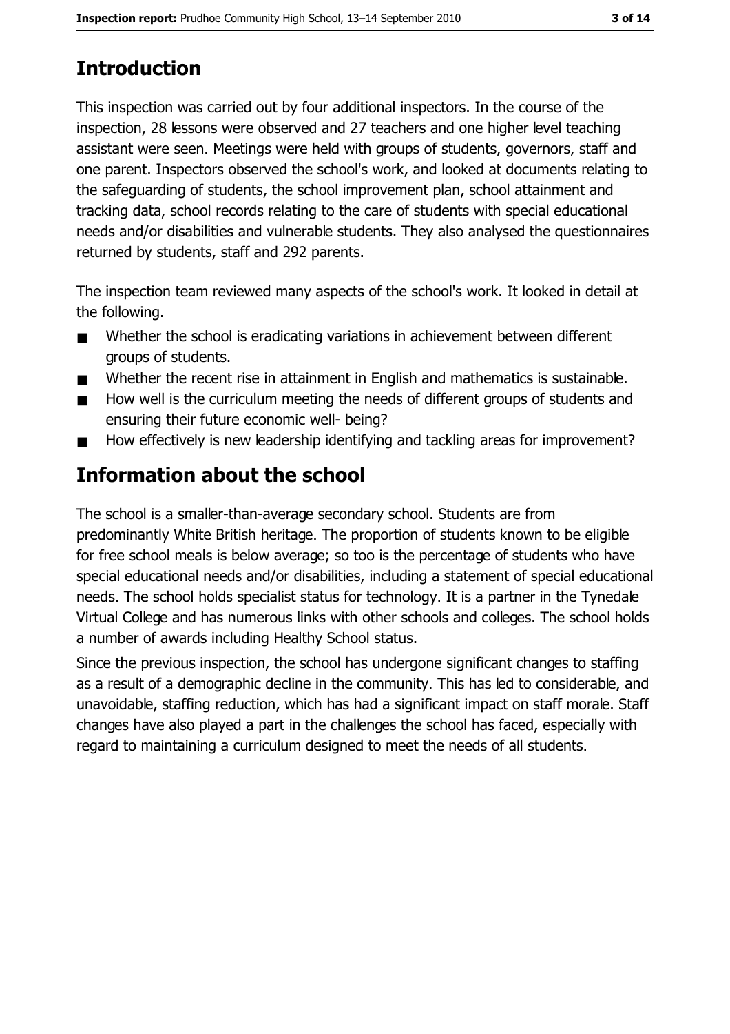# Introduction

This inspection was carried out by four additional inspectors. In the course of the inspection, 28 lessons were observed and 27 teachers and one higher level teaching assistant were seen. Meetings were held with groups of students, governors, staff and one parent. Inspectors observed the school's work, and looked at documents relating to the safeguarding of students, the school improvement plan, school attainment and tracking data, school records relating to the care of students with special educational needs and/or disabilities and vulnerable students. They also analysed the questionnaires returned by students, staff and 292 parents.

The inspection team reviewed many aspects of the school's work. It looked in detail at the following.

- Whether the school is eradicating variations in achievement between different groups of students.
- Whether the recent rise in attainment in English and mathematics is sustainable.
- How well is the curriculum meeting the needs of different groups of students and ensuring their future economic well- being?
- How effectively is new leadership identifying and tackling areas for improvement?

# Information about the school

The school is a smaller-than-average secondary school. Students are from predominantly White British heritage. The proportion of students known to be eligible for free school meals is below average; so too is the percentage of students who have special educational needs and/or disabilities, including a statement of special educational needs. The school holds specialist status for technology. It is a partner in the Tynedale Virtual College and has numerous links with other schools and colleges. The school holds a number of awards including Healthy School status.

Since the previous inspection, the school has undergone significant changes to staffing as a result of a demographic decline in the community. This has led to considerable, and unavoidable, staffing reduction, which has had a significant impact on staff morale. Staff changes have also played a part in the challenges the school has faced, especially with regard to maintaining a curriculum designed to meet the needs of all students.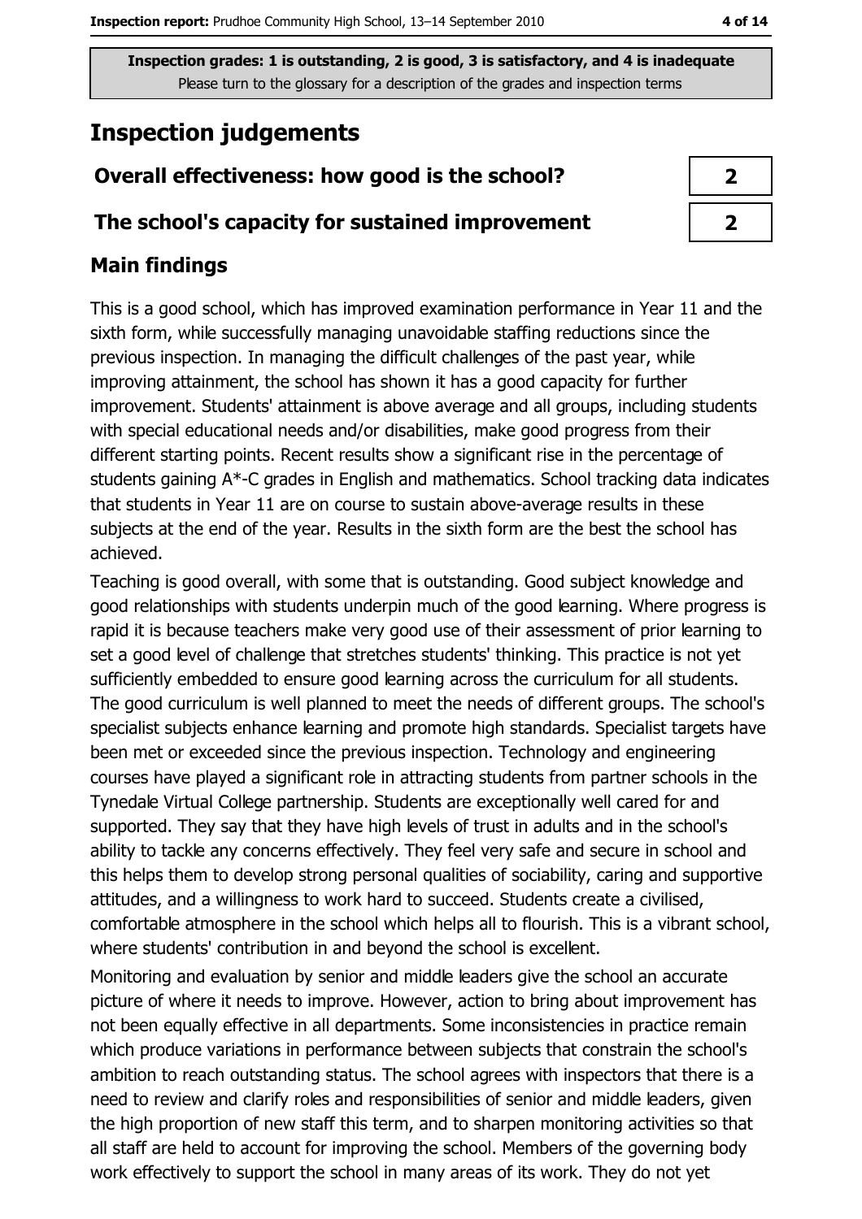**Inspection grades: 1 is outstanding, 2 is good, 3 is satisfactory, and 4 is inadequate**
Please turn to the glossary for a description of the grades and inspection terms

# Inspection judgements

| | |
|---|---|
| **Overall effectiveness: how good is the school?** | 2 |
| **The school's capacity for sustained improvement** | 2 |

## Main findings

This is a good school, which has improved examination performance in Year 11 and the sixth form, while successfully managing unavoidable staffing reductions since the previous inspection. In managing the difficult challenges of the past year, while improving attainment, the school has shown it has a good capacity for further improvement. Students' attainment is above average and all groups, including students with special educational needs and/or disabilities, make good progress from their different starting points. Recent results show a significant rise in the percentage of students gaining A*-C grades in English and mathematics. School tracking data indicates that students in Year 11 are on course to sustain above-average results in these subjects at the end of the year. Results in the sixth form are the best the school has achieved.

Teaching is good overall, with some that is outstanding. Good subject knowledge and good relationships with students underpin much of the good learning. Where progress is rapid it is because teachers make very good use of their assessment of prior learning to set a good level of challenge that stretches students' thinking. This practice is not yet sufficiently embedded to ensure good learning across the curriculum for all students. The good curriculum is well planned to meet the needs of different groups. The school's specialist subjects enhance learning and promote high standards. Specialist targets have been met or exceeded since the previous inspection. Technology and engineering courses have played a significant role in attracting students from partner schools in the Tynedale Virtual College partnership. Students are exceptionally well cared for and supported. They say that they have high levels of trust in adults and in the school's ability to tackle any concerns effectively. They feel very safe and secure in school and this helps them to develop strong personal qualities of sociability, caring and supportive attitudes, and a willingness to work hard to succeed. Students create a civilised, comfortable atmosphere in the school which helps all to flourish. This is a vibrant school, where students' contribution in and beyond the school is excellent.

Monitoring and evaluation by senior and middle leaders give the school an accurate picture of where it needs to improve. However, action to bring about improvement has not been equally effective in all departments. Some inconsistencies in practice remain which produce variations in performance between subjects that constrain the school's ambition to reach outstanding status. The school agrees with inspectors that there is a need to review and clarify roles and responsibilities of senior and middle leaders, given the high proportion of new staff this term, and to sharpen monitoring activities so that all staff are held to account for improving the school. Members of the governing body work effectively to support the school in many areas of its work. They do not yet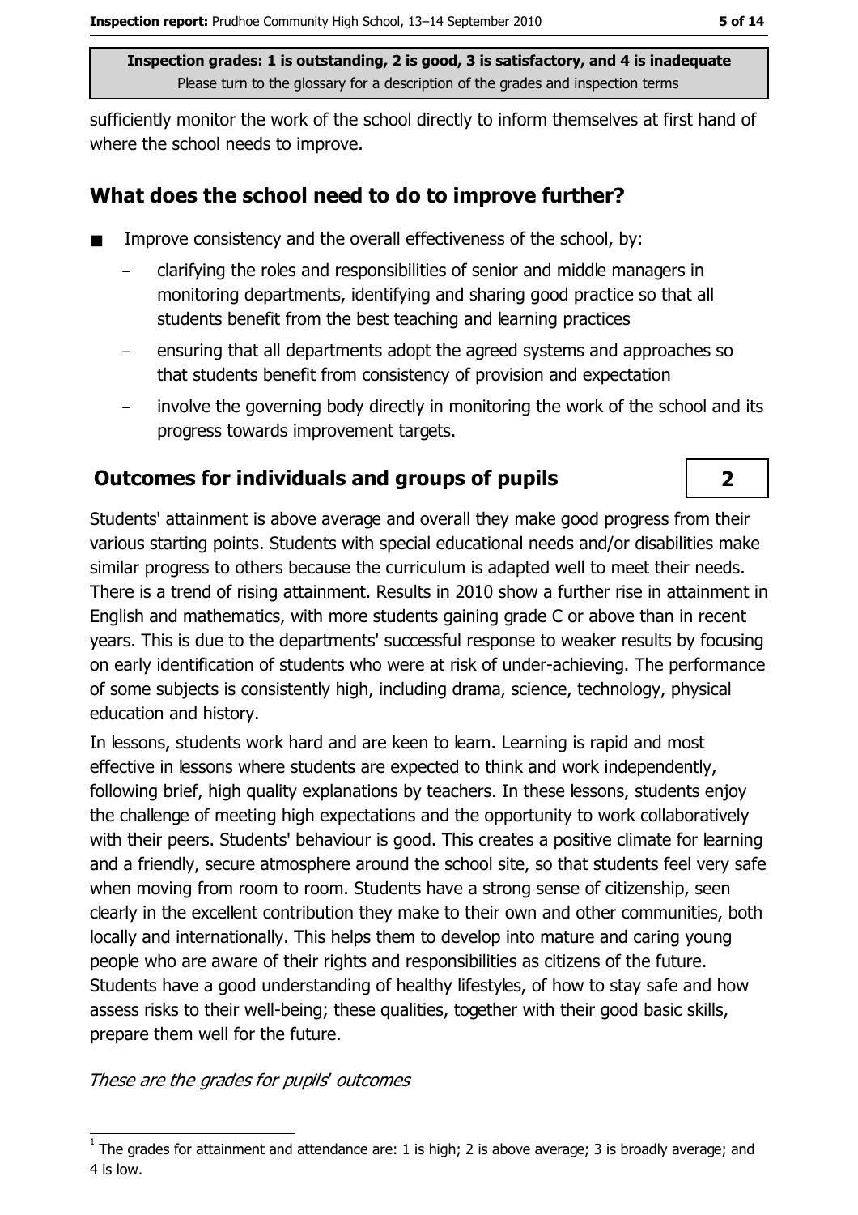sufficiently monitor the work of the school directly to inform themselves at first hand of where the school needs to improve.

## What does the school need to do to improve further?

- Improve consistency and the overall effectiveness of the school, by:
  - clarifying the roles and responsibilities of senior and middle managers in monitoring departments, identifying and sharing good practice so that all students benefit from the best teaching and learning practices
  - ensuring that all departments adopt the agreed systems and approaches so that students benefit from consistency of provision and expectation
  - involve the governing body directly in monitoring the work of the school and its progress towards improvement targets.

## Outcomes for individuals and groups of pupils — 2

Students' attainment is above average and overall they make good progress from their various starting points. Students with special educational needs and/or disabilities make similar progress to others because the curriculum is adapted well to meet their needs. There is a trend of rising attainment. Results in 2010 show a further rise in attainment in English and mathematics, with more students gaining grade C or above than in recent years. This is due to the departments' successful response to weaker results by focusing on early identification of students who were at risk of under-achieving. The performance of some subjects is consistently high, including drama, science, technology, physical education and history.

In lessons, students work hard and are keen to learn. Learning is rapid and most effective in lessons where students are expected to think and work independently, following brief, high quality explanations by teachers. In these lessons, students enjoy the challenge of meeting high expectations and the opportunity to work collaboratively with their peers. Students' behaviour is good. This creates a positive climate for learning and a friendly, secure atmosphere around the school site, so that students feel very safe when moving from room to room. Students have a strong sense of citizenship, seen clearly in the excellent contribution they make to their own and other communities, both locally and internationally. This helps them to develop into mature and caring young people who are aware of their rights and responsibilities as citizens of the future. Students have a good understanding of healthy lifestyles, of how to stay safe and how assess risks to their well-being; these qualities, together with their good basic skills, prepare them well for the future.

*These are the grades for pupils' outcomes*

[1] The grades for attainment and attendance are: 1 is high; 2 is above average; 3 is broadly average; and 4 is low.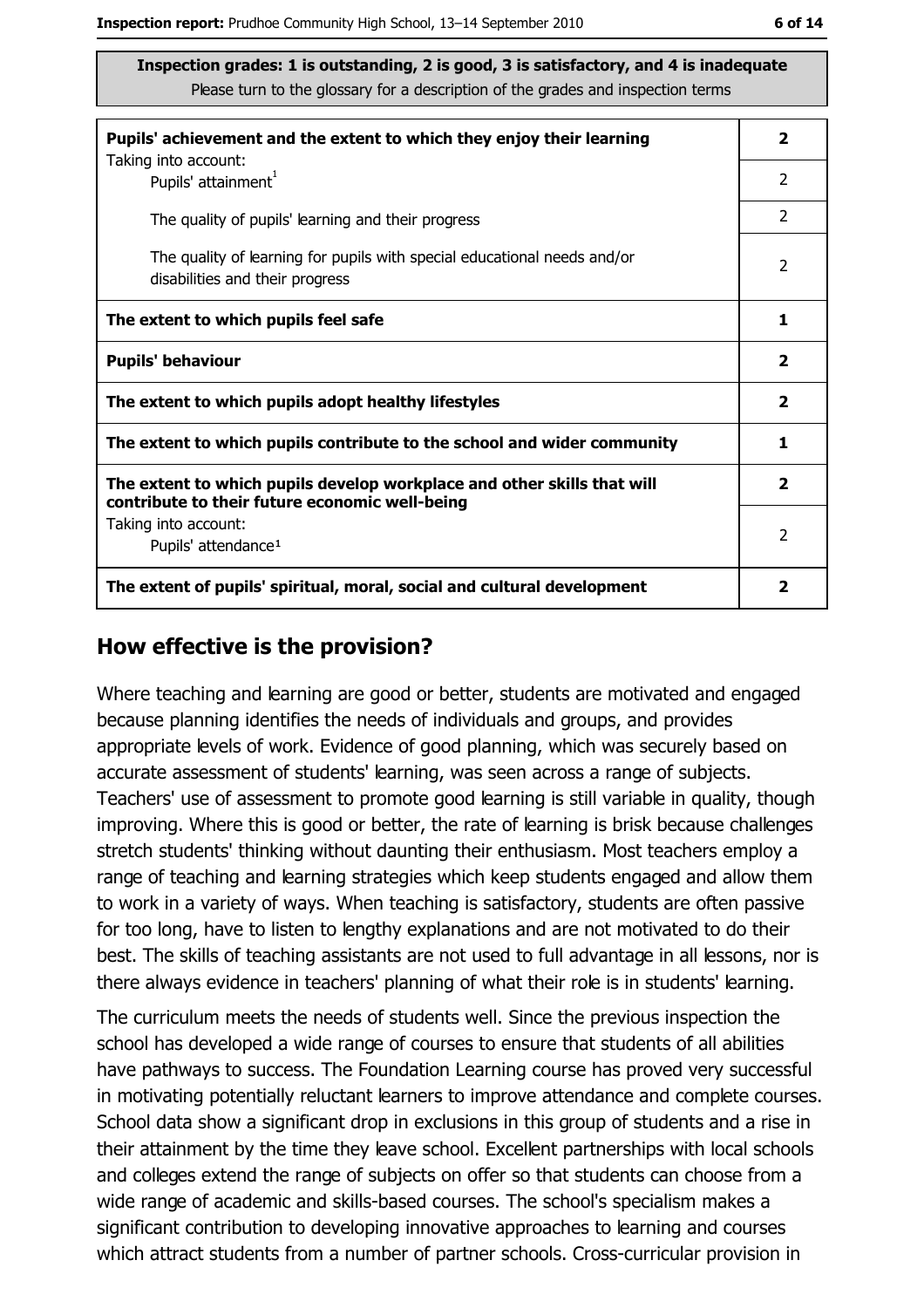**Inspection grades: 1 is outstanding, 2 is good, 3 is satisfactory, and 4 is inadequate**
Please turn to the glossary for a description of the grades and inspection terms

| | |
|---|---|
| **Pupils' achievement and the extent to which they enjoy their learning** | **2** |
| Taking into account: Pupils' attainment[1] | 2 |
| The quality of pupils' learning and their progress | 2 |
| The quality of learning for pupils with special educational needs and/or disabilities and their progress | 2 |
| **The extent to which pupils feel safe** | **1** |
| **Pupils' behaviour** | **2** |
| **The extent to which pupils adopt healthy lifestyles** | **2** |
| **The extent to which pupils contribute to the school and wider community** | **1** |
| **The extent to which pupils develop workplace and other skills that will contribute to their future economic well-being** | **2** |
| Taking into account: Pupils' attendance[1] | 2 |
| **The extent of pupils' spiritual, moral, social and cultural development** | **2** |

## How effective is the provision?

Where teaching and learning are good or better, students are motivated and engaged because planning identifies the needs of individuals and groups, and provides appropriate levels of work. Evidence of good planning, which was securely based on accurate assessment of students' learning, was seen across a range of subjects. Teachers' use of assessment to promote good learning is still variable in quality, though improving. Where this is good or better, the rate of learning is brisk because challenges stretch students' thinking without daunting their enthusiasm. Most teachers employ a range of teaching and learning strategies which keep students engaged and allow them to work in a variety of ways. When teaching is satisfactory, students are often passive for too long, have to listen to lengthy explanations and are not motivated to do their best. The skills of teaching assistants are not used to full advantage in all lessons, nor is there always evidence in teachers' planning of what their role is in students' learning.

The curriculum meets the needs of students well. Since the previous inspection the school has developed a wide range of courses to ensure that students of all abilities have pathways to success. The Foundation Learning course has proved very successful in motivating potentially reluctant learners to improve attendance and complete courses. School data show a significant drop in exclusions in this group of students and a rise in their attainment by the time they leave school. Excellent partnerships with local schools and colleges extend the range of subjects on offer so that students can choose from a wide range of academic and skills-based courses. The school's specialism makes a significant contribution to developing innovative approaches to learning and courses which attract students from a number of partner schools. Cross-curricular provision in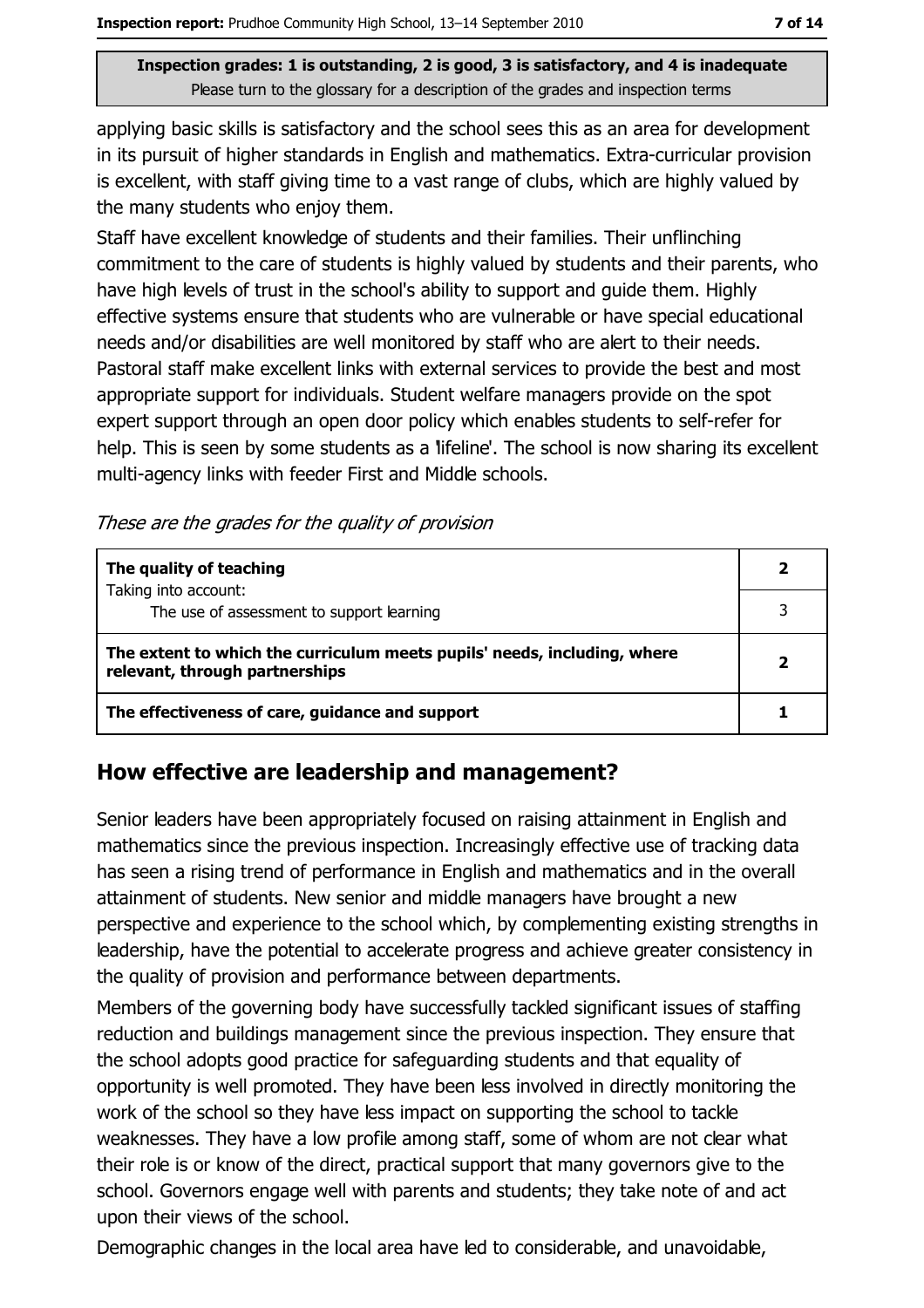applying basic skills is satisfactory and the school sees this as an area for development in its pursuit of higher standards in English and mathematics. Extra-curricular provision is excellent, with staff giving time to a vast range of clubs, which are highly valued by the many students who enjoy them.

Staff have excellent knowledge of students and their families. Their unflinching commitment to the care of students is highly valued by students and their parents, who have high levels of trust in the school's ability to support and guide them. Highly effective systems ensure that students who are vulnerable or have special educational needs and/or disabilities are well monitored by staff who are alert to their needs. Pastoral staff make excellent links with external services to provide the best and most appropriate support for individuals. Student welfare managers provide on the spot expert support through an open door policy which enables students to self-refer for help. This is seen by some students as a 'lifeline'. The school is now sharing its excellent multi-agency links with feeder First and Middle schools.

*These are the grades for the quality of provision*

| | |
|---|---|
| **The quality of teaching** | **2** |
| Taking into account: The use of assessment to support learning | 3 |
| **The extent to which the curriculum meets pupils' needs, including, where relevant, through partnerships** | **2** |
| **The effectiveness of care, guidance and support** | **1** |

## How effective are leadership and management?

Senior leaders have been appropriately focused on raising attainment in English and mathematics since the previous inspection. Increasingly effective use of tracking data has seen a rising trend of performance in English and mathematics and in the overall attainment of students. New senior and middle managers have brought a new perspective and experience to the school which, by complementing existing strengths in leadership, have the potential to accelerate progress and achieve greater consistency in the quality of provision and performance between departments.

Members of the governing body have successfully tackled significant issues of staffing reduction and buildings management since the previous inspection. They ensure that the school adopts good practice for safeguarding students and that equality of opportunity is well promoted. They have been less involved in directly monitoring the work of the school so they have less impact on supporting the school to tackle weaknesses. They have a low profile among staff, some of whom are not clear what their role is or know of the direct, practical support that many governors give to the school. Governors engage well with parents and students; they take note of and act upon their views of the school.

Demographic changes in the local area have led to considerable, and unavoidable,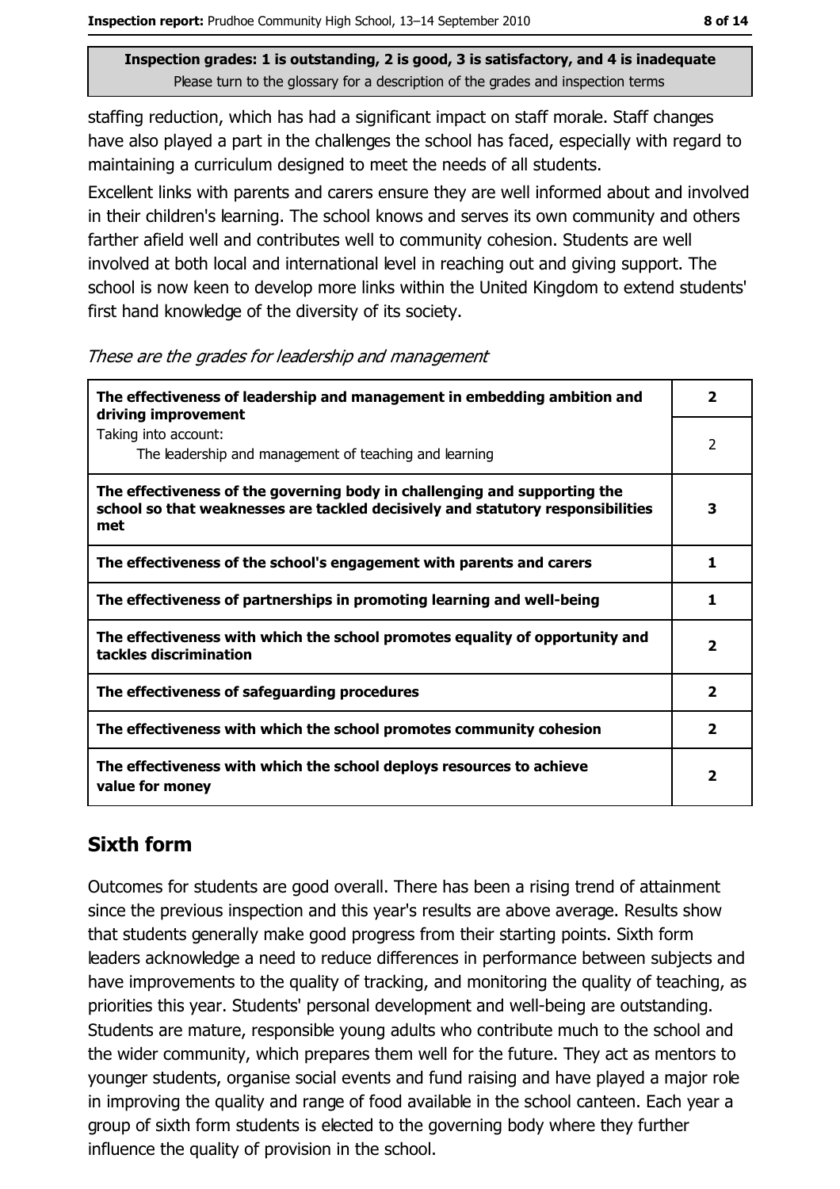**Inspection grades: 1 is outstanding, 2 is good, 3 is satisfactory, and 4 is inadequate**
Please turn to the glossary for a description of the grades and inspection terms

staffing reduction, which has had a significant impact on staff morale. Staff changes have also played a part in the challenges the school has faced, especially with regard to maintaining a curriculum designed to meet the needs of all students.

Excellent links with parents and carers ensure they are well informed about and involved in their children's learning. The school knows and serves its own community and others farther afield well and contributes well to community cohesion. Students are well involved at both local and international level in reaching out and giving support. The school is now keen to develop more links within the United Kingdom to extend students' first hand knowledge of the diversity of its society.

*These are the grades for leadership and management*

| | |
|---|---|
| **The effectiveness of leadership and management in embedding ambition and driving improvement** | **2** |
| Taking into account: The leadership and management of teaching and learning | 2 |
| **The effectiveness of the governing body in challenging and supporting the school so that weaknesses are tackled decisively and statutory responsibilities met** | **3** |
| **The effectiveness of the school's engagement with parents and carers** | **1** |
| **The effectiveness of partnerships in promoting learning and well-being** | **1** |
| **The effectiveness with which the school promotes equality of opportunity and tackles discrimination** | **2** |
| **The effectiveness of safeguarding procedures** | **2** |
| **The effectiveness with which the school promotes community cohesion** | **2** |
| **The effectiveness with which the school deploys resources to achieve value for money** | **2** |

## Sixth form

Outcomes for students are good overall. There has been a rising trend of attainment since the previous inspection and this year's results are above average. Results show that students generally make good progress from their starting points. Sixth form leaders acknowledge a need to reduce differences in performance between subjects and have improvements to the quality of tracking, and monitoring the quality of teaching, as priorities this year. Students' personal development and well-being are outstanding. Students are mature, responsible young adults who contribute much to the school and the wider community, which prepares them well for the future. They act as mentors to younger students, organise social events and fund raising and have played a major role in improving the quality and range of food available in the school canteen. Each year a group of sixth form students is elected to the governing body where they further influence the quality of provision in the school.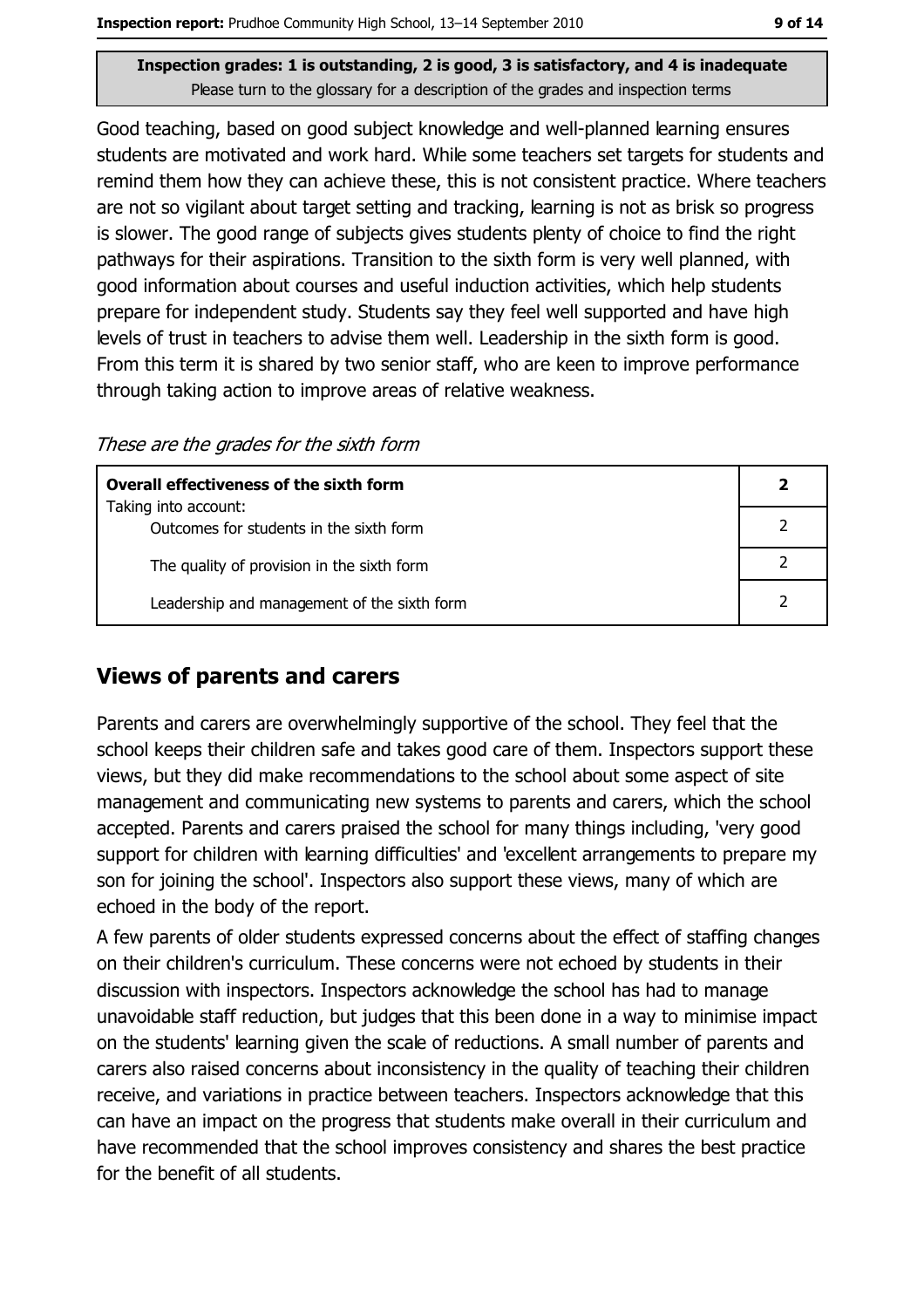**Inspection grades: 1 is outstanding, 2 is good, 3 is satisfactory, and 4 is inadequate**
Please turn to the glossary for a description of the grades and inspection terms

Good teaching, based on good subject knowledge and well-planned learning ensures students are motivated and work hard. While some teachers set targets for students and remind them how they can achieve these, this is not consistent practice. Where teachers are not so vigilant about target setting and tracking, learning is not as brisk so progress is slower. The good range of subjects gives students plenty of choice to find the right pathways for their aspirations. Transition to the sixth form is very well planned, with good information about courses and useful induction activities, which help students prepare for independent study. Students say they feel well supported and have high levels of trust in teachers to advise them well. Leadership in the sixth form is good. From this term it is shared by two senior staff, who are keen to improve performance through taking action to improve areas of relative weakness.

*These are the grades for the sixth form*

| **Overall effectiveness of the sixth form** | **2** |
|---|---|
| Taking into account:<br>Outcomes for students in the sixth form | 2 |
| The quality of provision in the sixth form | 2 |
| Leadership and management of the sixth form | 2 |

## Views of parents and carers

Parents and carers are overwhelmingly supportive of the school. They feel that the school keeps their children safe and takes good care of them. Inspectors support these views, but they did make recommendations to the school about some aspect of site management and communicating new systems to parents and carers, which the school accepted. Parents and carers praised the school for many things including, 'very good support for children with learning difficulties' and 'excellent arrangements to prepare my son for joining the school'. Inspectors also support these views, many of which are echoed in the body of the report.

A few parents of older students expressed concerns about the effect of staffing changes on their children's curriculum. These concerns were not echoed by students in their discussion with inspectors. Inspectors acknowledge the school has had to manage unavoidable staff reduction, but judges that this been done in a way to minimise impact on the students' learning given the scale of reductions. A small number of parents and carers also raised concerns about inconsistency in the quality of teaching their children receive, and variations in practice between teachers. Inspectors acknowledge that this can have an impact on the progress that students make overall in their curriculum and have recommended that the school improves consistency and shares the best practice for the benefit of all students.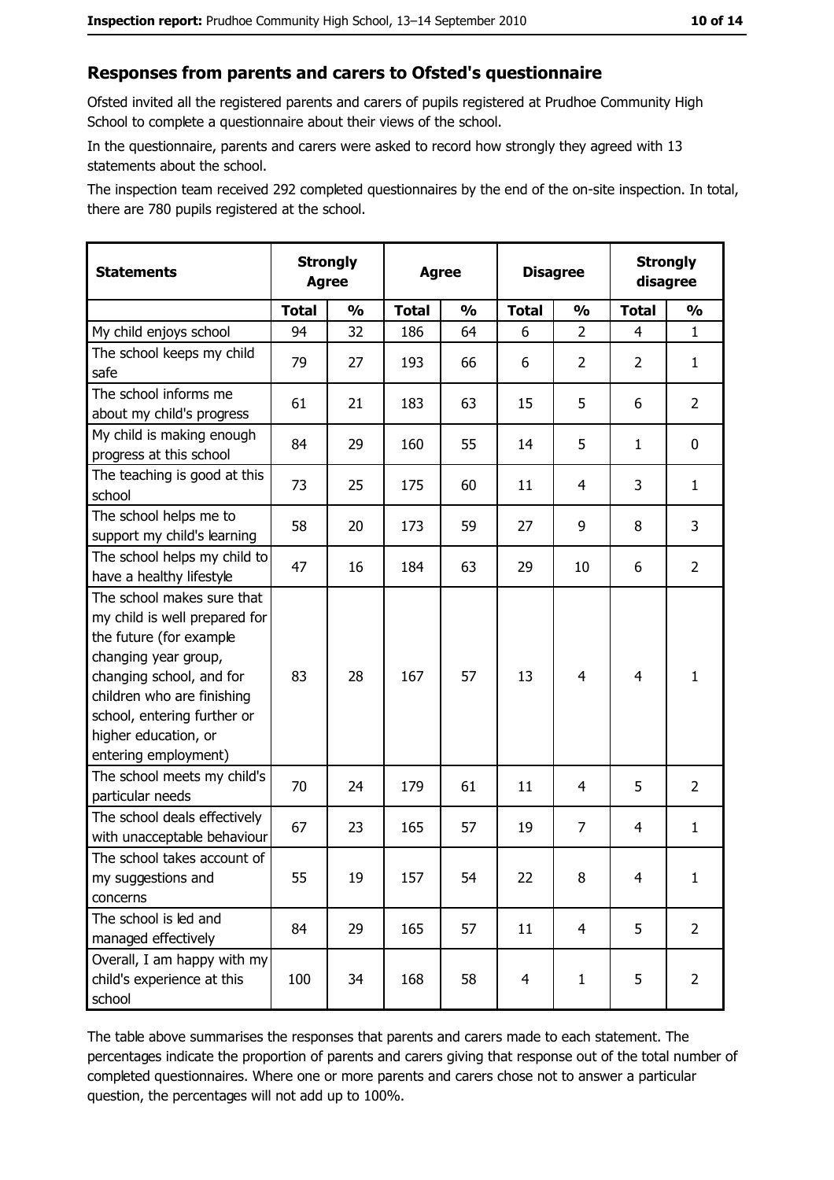## Responses from parents and carers to Ofsted's questionnaire

Ofsted invited all the registered parents and carers of pupils registered at Prudhoe Community High School to complete a questionnaire about their views of the school.

In the questionnaire, parents and carers were asked to record how strongly they agreed with 13 statements about the school.

The inspection team received 292 completed questionnaires by the end of the on-site inspection. In total, there are 780 pupils registered at the school.

| Statements | Strongly Agree | | Agree | | Disagree | | Strongly disagree | |
|---|---|---|---|---|---|---|---|---|
| | Total | % | Total | % | Total | % | Total | % |
| My child enjoys school | 94 | 32 | 186 | 64 | 6 | 2 | 4 | 1 |
| The school keeps my child safe | 79 | 27 | 193 | 66 | 6 | 2 | 2 | 1 |
| The school informs me about my child's progress | 61 | 21 | 183 | 63 | 15 | 5 | 6 | 2 |
| My child is making enough progress at this school | 84 | 29 | 160 | 55 | 14 | 5 | 1 | 0 |
| The teaching is good at this school | 73 | 25 | 175 | 60 | 11 | 4 | 3 | 1 |
| The school helps me to support my child's learning | 58 | 20 | 173 | 59 | 27 | 9 | 8 | 3 |
| The school helps my child to have a healthy lifestyle | 47 | 16 | 184 | 63 | 29 | 10 | 6 | 2 |
| The school makes sure that my child is well prepared for the future (for example changing year group, changing school, and for children who are finishing school, entering further or higher education, or entering employment) | 83 | 28 | 167 | 57 | 13 | 4 | 4 | 1 |
| The school meets my child's particular needs | 70 | 24 | 179 | 61 | 11 | 4 | 5 | 2 |
| The school deals effectively with unacceptable behaviour | 67 | 23 | 165 | 57 | 19 | 7 | 4 | 1 |
| The school takes account of my suggestions and concerns | 55 | 19 | 157 | 54 | 22 | 8 | 4 | 1 |
| The school is led and managed effectively | 84 | 29 | 165 | 57 | 11 | 4 | 5 | 2 |
| Overall, I am happy with my child's experience at this school | 100 | 34 | 168 | 58 | 4 | 1 | 5 | 2 |

The table above summarises the responses that parents and carers made to each statement. The percentages indicate the proportion of parents and carers giving that response out of the total number of completed questionnaires. Where one or more parents and carers chose not to answer a particular question, the percentages will not add up to 100%.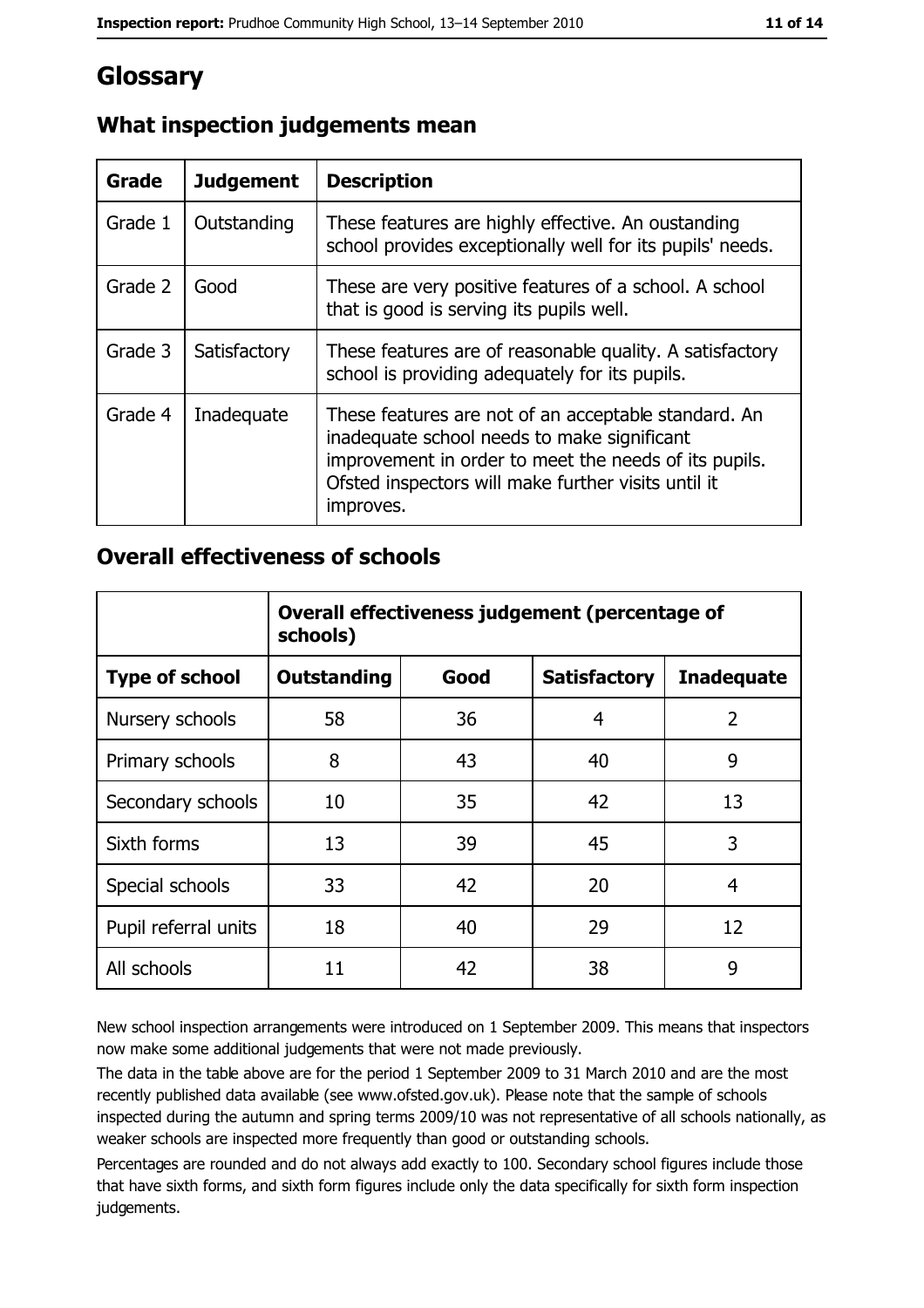# Glossary

## What inspection judgements mean

| Grade | Judgement | Description |
|---|---|---|
| Grade 1 | Outstanding | These features are highly effective. An oustanding school provides exceptionally well for its pupils' needs. |
| Grade 2 | Good | These are very positive features of a school. A school that is good is serving its pupils well. |
| Grade 3 | Satisfactory | These features are of reasonable quality. A satisfactory school is providing adequately for its pupils. |
| Grade 4 | Inadequate | These features are not of an acceptable standard. An inadequate school needs to make significant improvement in order to meet the needs of its pupils. Ofsted inspectors will make further visits until it improves. |

## Overall effectiveness of schools

| | Overall effectiveness judgement (percentage of schools) | | | |
|---|---|---|---|---|
| **Type of school** | **Outstanding** | **Good** | **Satisfactory** | **Inadequate** |
| Nursery schools | 58 | 36 | 4 | 2 |
| Primary schools | 8 | 43 | 40 | 9 |
| Secondary schools | 10 | 35 | 42 | 13 |
| Sixth forms | 13 | 39 | 45 | 3 |
| Special schools | 33 | 42 | 20 | 4 |
| Pupil referral units | 18 | 40 | 29 | 12 |
| All schools | 11 | 42 | 38 | 9 |

New school inspection arrangements were introduced on 1 September 2009. This means that inspectors now make some additional judgements that were not made previously.

The data in the table above are for the period 1 September 2009 to 31 March 2010 and are the most recently published data available (see www.ofsted.gov.uk). Please note that the sample of schools inspected during the autumn and spring terms 2009/10 was not representative of all schools nationally, as weaker schools are inspected more frequently than good or outstanding schools.

Percentages are rounded and do not always add exactly to 100. Secondary school figures include those that have sixth forms, and sixth form figures include only the data specifically for sixth form inspection judgements.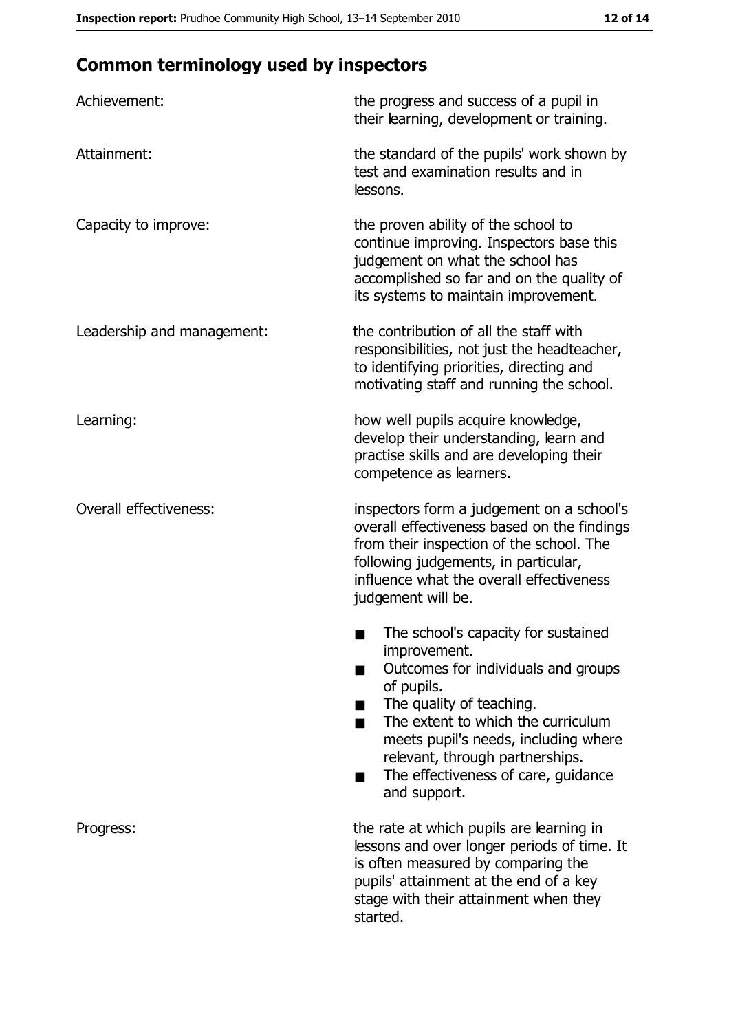## Common terminology used by inspectors

| | |
|---|---|
| Achievement: | the progress and success of a pupil in their learning, development or training. |
| Attainment: | the standard of the pupils' work shown by test and examination results and in lessons. |
| Capacity to improve: | the proven ability of the school to continue improving. Inspectors base this judgement on what the school has accomplished so far and on the quality of its systems to maintain improvement. |
| Leadership and management: | the contribution of all the staff with responsibilities, not just the headteacher, to identifying priorities, directing and motivating staff and running the school. |
| Learning: | how well pupils acquire knowledge, develop their understanding, learn and practise skills and are developing their competence as learners. |
| Overall effectiveness: | inspectors form a judgement on a school's overall effectiveness based on the findings from their inspection of the school. The following judgements, in particular, influence what the overall effectiveness judgement will be.<br>■ The school's capacity for sustained improvement.<br>■ Outcomes for individuals and groups of pupils.<br>■ The quality of teaching.<br>■ The extent to which the curriculum meets pupil's needs, including where relevant, through partnerships.<br>■ The effectiveness of care, guidance and support. |
| Progress: | the rate at which pupils are learning in lessons and over longer periods of time. It is often measured by comparing the pupils' attainment at the end of a key stage with their attainment when they started. |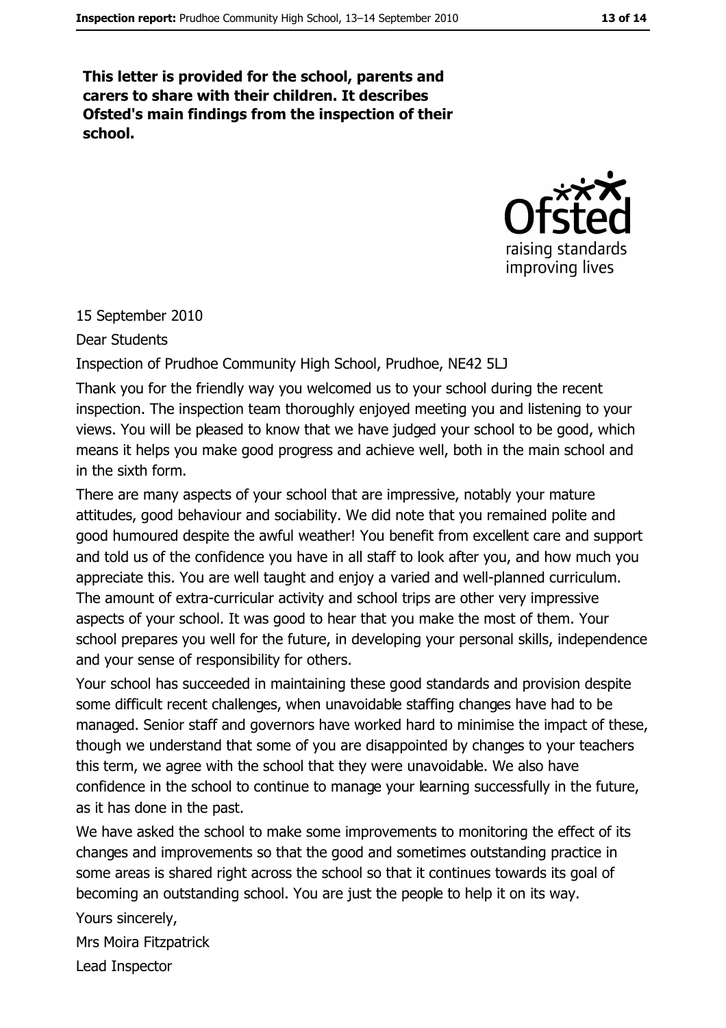**This letter is provided for the school, parents and carers to share with their children. It describes Ofsted's main findings from the inspection of their school.**

15 September 2010

Dear Students

Inspection of Prudhoe Community High School, Prudhoe, NE42 5LJ

Thank you for the friendly way you welcomed us to your school during the recent inspection. The inspection team thoroughly enjoyed meeting you and listening to your views. You will be pleased to know that we have judged your school to be good, which means it helps you make good progress and achieve well, both in the main school and in the sixth form.

There are many aspects of your school that are impressive, notably your mature attitudes, good behaviour and sociability. We did note that you remained polite and good humoured despite the awful weather! You benefit from excellent care and support and told us of the confidence you have in all staff to look after you, and how much you appreciate this. You are well taught and enjoy a varied and well-planned curriculum. The amount of extra-curricular activity and school trips are other very impressive aspects of your school. It was good to hear that you make the most of them. Your school prepares you well for the future, in developing your personal skills, independence and your sense of responsibility for others.

Your school has succeeded in maintaining these good standards and provision despite some difficult recent challenges, when unavoidable staffing changes have had to be managed. Senior staff and governors have worked hard to minimise the impact of these, though we understand that some of you are disappointed by changes to your teachers this term, we agree with the school that they were unavoidable. We also have confidence in the school to continue to manage your learning successfully in the future, as it has done in the past.

We have asked the school to make some improvements to monitoring the effect of its changes and improvements so that the good and sometimes outstanding practice in some areas is shared right across the school so that it continues towards its goal of becoming an outstanding school. You are just the people to help it on its way.

Yours sincerely,

Mrs Moira Fitzpatrick

Lead Inspector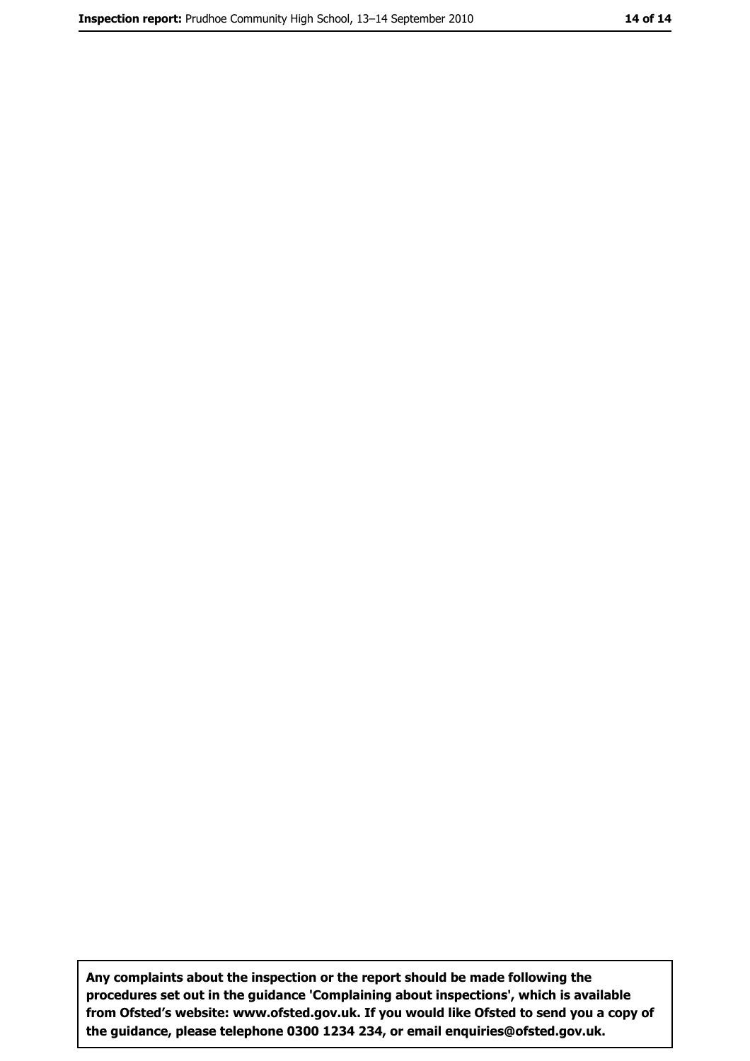**Any complaints about the inspection or the report should be made following the procedures set out in the guidance 'Complaining about inspections', which is available from Ofsted's website: www.ofsted.gov.uk. If you would like Ofsted to send you a copy of the guidance, please telephone 0300 1234 234, or email enquiries@ofsted.gov.uk.**